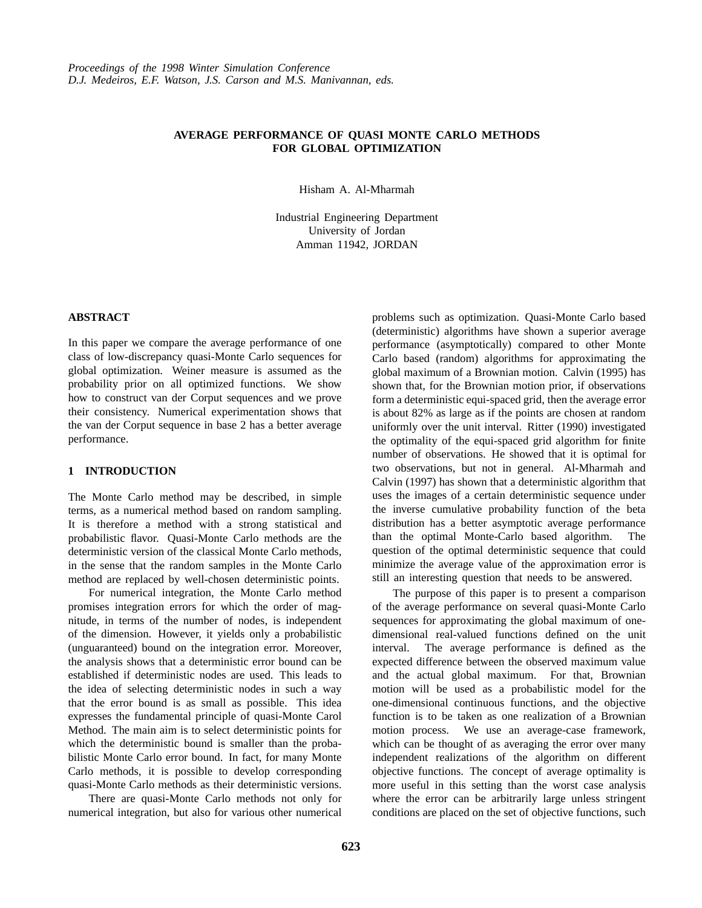*Proceedings of the 1998 Winter Simulation Conference*
*D.J. Medeiros, E.F. Watson, J.S. Carson and M.S. Manivannan, eds.*

# AVERAGE PERFORMANCE OF QUASI MONTE CARLO METHODS FOR GLOBAL OPTIMIZATION

Hisham A. Al-Mharmah

Industrial Engineering Department
University of Jordan
Amman 11942, JORDAN

## ABSTRACT

In this paper we compare the average performance of one class of low-discrepancy quasi-Monte Carlo sequences for global optimization. Weiner measure is assumed as the probability prior on all optimized functions. We show how to construct van der Corput sequences and we prove their consistency. Numerical experimentation shows that the van der Corput sequence in base 2 has a better average performance.

## 1 INTRODUCTION

The Monte Carlo method may be described, in simple terms, as a numerical method based on random sampling. It is therefore a method with a strong statistical and probabilistic flavor. Quasi-Monte Carlo methods are the deterministic version of the classical Monte Carlo methods, in the sense that the random samples in the Monte Carlo method are replaced by well-chosen deterministic points.

For numerical integration, the Monte Carlo method promises integration errors for which the order of magnitude, in terms of the number of nodes, is independent of the dimension. However, it yields only a probabilistic (unguaranteed) bound on the integration error. Moreover, the analysis shows that a deterministic error bound can be established if deterministic nodes are used. This leads to the idea of selecting deterministic nodes in such a way that the error bound is as small as possible. This idea expresses the fundamental principle of quasi-Monte Carol Method. The main aim is to select deterministic points for which the deterministic bound is smaller than the probabilistic Monte Carlo error bound. In fact, for many Monte Carlo methods, it is possible to develop corresponding quasi-Monte Carlo methods as their deterministic versions.

There are quasi-Monte Carlo methods not only for numerical integration, but also for various other numerical problems such as optimization. Quasi-Monte Carlo based (deterministic) algorithms have shown a superior average performance (asymptotically) compared to other Monte Carlo based (random) algorithms for approximating the global maximum of a Brownian motion. Calvin (1995) has shown that, for the Brownian motion prior, if observations form a deterministic equi-spaced grid, then the average error is about 82% as large as if the points are chosen at random uniformly over the unit interval. Ritter (1990) investigated the optimality of the equi-spaced grid algorithm for finite number of observations. He showed that it is optimal for two observations, but not in general. Al-Mharmah and Calvin (1997) has shown that a deterministic algorithm that uses the images of a certain deterministic sequence under the inverse cumulative probability function of the beta distribution has a better asymptotic average performance than the optimal Monte-Carlo based algorithm. The question of the optimal deterministic sequence that could minimize the average value of the approximation error is still an interesting question that needs to be answered.

The purpose of this paper is to present a comparison of the average performance on several quasi-Monte Carlo sequences for approximating the global maximum of one-dimensional real-valued functions defined on the unit interval. The average performance is defined as the expected difference between the observed maximum value and the actual global maximum. For that, Brownian motion will be used as a probabilistic model for the one-dimensional continuous functions, and the objective function is to be taken as one realization of a Brownian motion process. We use an average-case framework, which can be thought of as averaging the error over many independent realizations of the algorithm on different objective functions. The concept of average optimality is more useful in this setting than the worst case analysis where the error can be arbitrarily large unless stringent conditions are placed on the set of objective functions, such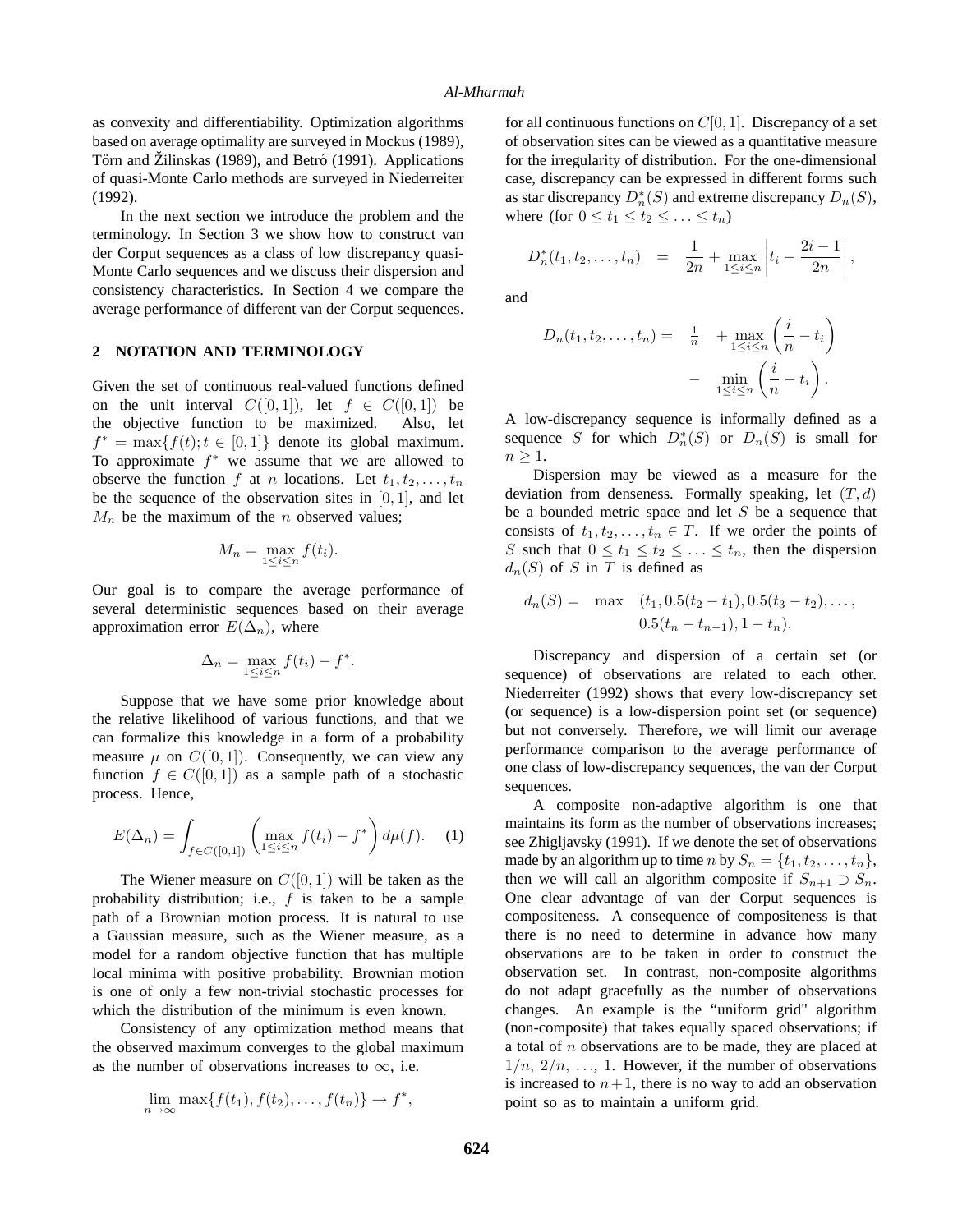as convexity and differentiability. Optimization algorithms based on average optimality are surveyed in Mockus (1989), Törn and Žilinskas (1989), and Betró (1991). Applications of quasi-Monte Carlo methods are surveyed in Niederreiter (1992).

In the next section we introduce the problem and the terminology. In Section 3 we show how to construct van der Corput sequences as a class of low discrepancy quasi-Monte Carlo sequences and we discuss their dispersion and consistency characteristics. In Section 4 we compare the average performance of different van der Corput sequences.

## 2 NOTATION AND TERMINOLOGY

Given the set of continuous real-valued functions defined on the unit interval $C([0,1])$, let $f \in C([0,1])$ be the objective function to be maximized. Also, let $f^* = \max\{f(t); t \in [0,1]\}$ denote its global maximum. To approximate $f^*$ we assume that we are allowed to observe the function $f$ at $n$ locations. Let $t_1, t_2, \ldots, t_n$ be the sequence of the observation sites in $[0,1]$, and let $M_n$ be the maximum of the $n$ observed values;

$$M_n = \max_{1 \le i \le n} f(t_i).$$

Our goal is to compare the average performance of several deterministic sequences based on their average approximation error $E(\Delta_n)$, where

$$\Delta_n = \max_{1 \le i \le n} f(t_i) - f^*.$$

Suppose that we have some prior knowledge about the relative likelihood of various functions, and that we can formalize this knowledge in a form of a probability measure $\mu$ on $C([0,1])$. Consequently, we can view any function $f \in C([0,1])$ as a sample path of a stochastic process. Hence,

$$E(\Delta_n) = \int_{f \in C([0,1])} \left( \max_{1 \le i \le n} f(t_i) - f^* \right) d\mu(f). \quad (1)$$

The Wiener measure on $C([0,1])$ will be taken as the probability distribution; i.e., $f$ is taken to be a sample path of a Brownian motion process. It is natural to use a Gaussian measure, such as the Wiener measure, as a model for a random objective function that has multiple local minima with positive probability. Brownian motion is one of only a few non-trivial stochastic processes for which the distribution of the minimum is even known.

Consistency of any optimization method means that the observed maximum converges to the global maximum as the number of observations increases to $\infty$, i.e.

$$\lim_{n \to \infty} \max\{f(t_1), f(t_2), \ldots, f(t_n)\} \to f^*,$$

for all continuous functions on $C[0,1]$. Discrepancy of a set of observation sites can be viewed as a quantitative measure for the irregularity of distribution. For the one-dimensional case, discrepancy can be expressed in different forms such as star discrepancy $D_n^*(S)$ and extreme discrepancy $D_n(S)$, where (for $0 \le t_1 \le t_2 \le \ldots \le t_n$)

$$D_n^*(t_1, t_2, \ldots, t_n) = \frac{1}{2n} + \max_{1 \le i \le n} \left| t_i - \frac{2i-1}{2n} \right|,$$

and

$$D_n(t_1, t_2, \ldots, t_n) = \frac{1}{n} + \max_{1 \le i \le n} \left( \frac{i}{n} - t_i \right) - \min_{1 \le i \le n} \left( \frac{i}{n} - t_i \right).$$

A low-discrepancy sequence is informally defined as a sequence $S$ for which $D_n^*(S)$ or $D_n(S)$ is small for $n \ge 1$.

Dispersion may be viewed as a measure for the deviation from denseness. Formally speaking, let $(T, d)$ be a bounded metric space and let $S$ be a sequence that consists of $t_1, t_2, \ldots, t_n \in T$. If we order the points of $S$ such that $0 \le t_1 \le t_2 \le \ldots \le t_n$, then the dispersion $d_n(S)$ of $S$ in $T$ is defined as

$$d_n(S) = \max \quad (t_1, 0.5(t_2 - t_1), 0.5(t_3 - t_2), \ldots, 0.5(t_n - t_{n-1}), 1 - t_n).$$

Discrepancy and dispersion of a certain set (or sequence) of observations are related to each other. Niederreiter (1992) shows that every low-discrepancy set (or sequence) is a low-dispersion point set (or sequence) but not conversely. Therefore, we will limit our average performance comparison to the average performance of one class of low-discrepancy sequences, the van der Corput sequences.

A composite non-adaptive algorithm is one that maintains its form as the number of observations increases; see Zhigljavsky (1991). If we denote the set of observations made by an algorithm up to time $n$ by $S_n = \{t_1, t_2, \ldots, t_n\}$, then we will call an algorithm composite if $S_{n+1} \supset S_n$. One clear advantage of van der Corput sequences is compositeness. A consequence of compositeness is that there is no need to determine in advance how many observations are to be taken in order to construct the observation set. In contrast, non-composite algorithms do not adapt gracefully as the number of observations changes. An example is the "uniform grid" algorithm (non-composite) that takes equally spaced observations; if a total of $n$ observations are to be made, they are placed at $1/n$, $2/n$, ..., 1. However, if the number of observations is increased to $n+1$, there is no way to add an observation point so as to maintain a uniform grid.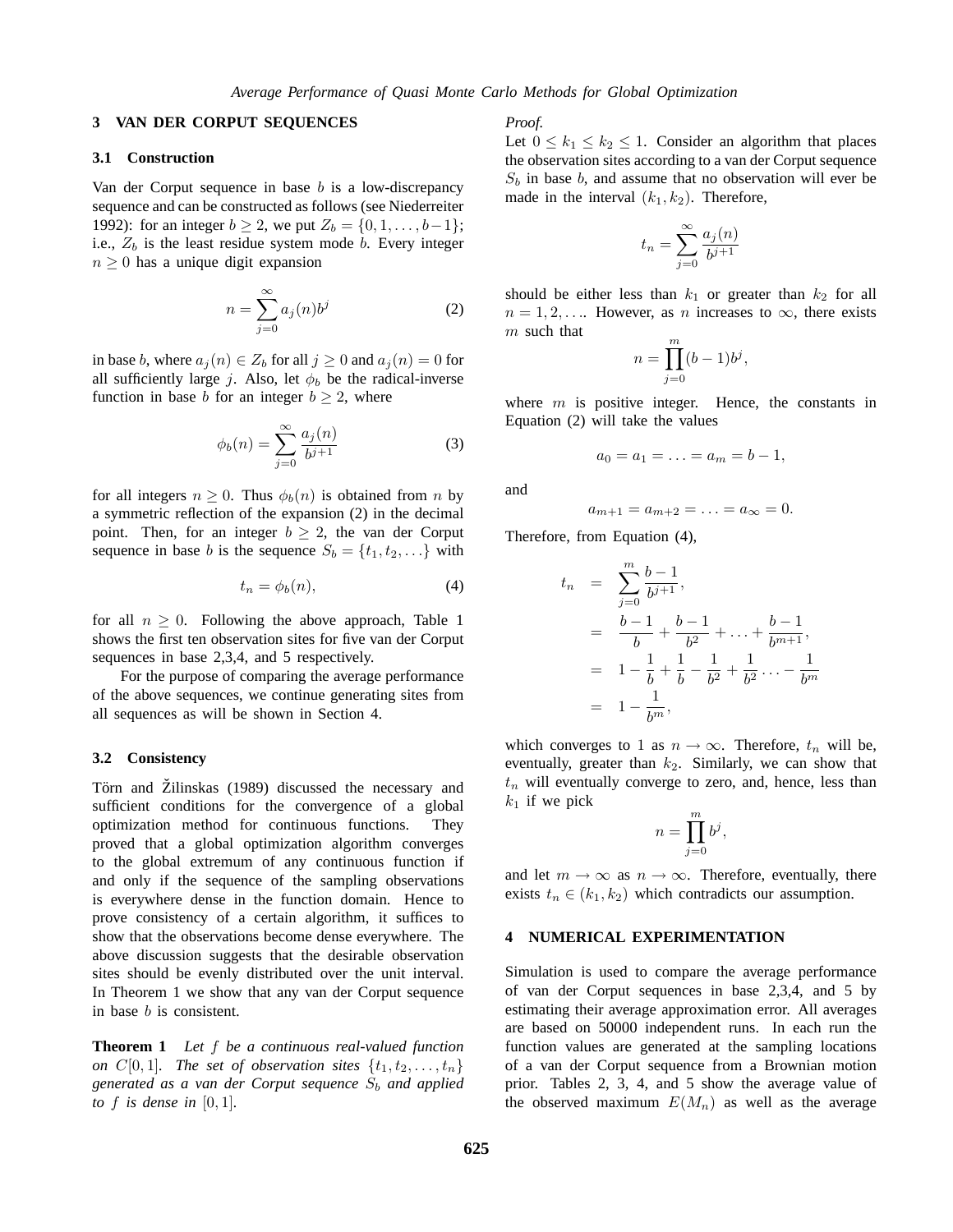## 3 VAN DER CORPUT SEQUENCES

### 3.1 Construction

Van der Corput sequence in base $b$ is a low-discrepancy sequence and can be constructed as follows (see Niederreiter 1992): for an integer $b \geq 2$, we put $Z_b = \{0, 1, \ldots, b-1\}$; i.e., $Z_b$ is the least residue system mode $b$. Every integer $n \geq 0$ has a unique digit expansion

$$n = \sum_{j=0}^{\infty} a_j(n) b^j \tag{2}$$

in base $b$, where $a_j(n) \in Z_b$ for all $j \geq 0$ and $a_j(n) = 0$ for all sufficiently large $j$. Also, let $\phi_b$ be the radical-inverse function in base $b$ for an integer $b \geq 2$, where

$$\phi_b(n) = \sum_{j=0}^{\infty} \frac{a_j(n)}{b^{j+1}} \tag{3}$$

for all integers $n \geq 0$. Thus $\phi_b(n)$ is obtained from $n$ by a symmetric reflection of the expansion (2) in the decimal point. Then, for an integer $b \geq 2$, the van der Corput sequence in base $b$ is the sequence $S_b = \{t_1, t_2, \ldots\}$ with

$$t_n = \phi_b(n), \tag{4}$$

for all $n \geq 0$. Following the above approach, Table 1 shows the first ten observation sites for five van der Corput sequences in base 2,3,4, and 5 respectively.

For the purpose of comparing the average performance of the above sequences, we continue generating sites from all sequences as will be shown in Section 4.

### 3.2 Consistency

Törn and Žilinskas (1989) discussed the necessary and sufficient conditions for the convergence of a global optimization method for continuous functions. They proved that a global optimization algorithm converges to the global extremum of any continuous function if and only if the sequence of the sampling observations is everywhere dense in the function domain. Hence to prove consistency of a certain algorithm, it suffices to show that the observations become dense everywhere. The above discussion suggests that the desirable observation sites should be evenly distributed over the unit interval. In Theorem 1 we show that any van der Corput sequence in base $b$ is consistent.

**Theorem 1** *Let $f$ be a continuous real-valued function on $C[0,1]$. The set of observation sites $\{t_1, t_2, \ldots, t_n\}$ generated as a van der Corput sequence $S_b$ and applied to $f$ is dense in $[0,1]$.*

*Proof.*

Let $0 \leq k_1 \leq k_2 \leq 1$. Consider an algorithm that places the observation sites according to a van der Corput sequence $S_b$ in base $b$, and assume that no observation will ever be made in the interval $(k_1, k_2)$. Therefore,

$$t_n = \sum_{j=0}^{\infty} \frac{a_j(n)}{b^{j+1}}$$

should be either less than $k_1$ or greater than $k_2$ for all $n = 1, 2, \ldots$. However, as $n$ increases to $\infty$, there exists $m$ such that

$$n = \prod_{j=0}^{m} (b-1) b^j,$$

where $m$ is positive integer. Hence, the constants in Equation (2) will take the values

$$a_0 = a_1 = \ldots = a_m = b - 1,$$

and

$$a_{m+1} = a_{m+2} = \ldots = a_{\infty} = 0.$$

Therefore, from Equation (4),

$$\begin{aligned} t_n &= \sum_{j=0}^{m} \frac{b-1}{b^{j+1}}, \\ &= \frac{b-1}{b} + \frac{b-1}{b^2} + \ldots + \frac{b-1}{b^{m+1}}, \\ &= 1 - \frac{1}{b} + \frac{1}{b} - \frac{1}{b^2} + \frac{1}{b^2} \ldots - \frac{1}{b^m} \\ &= 1 - \frac{1}{b^m}, \end{aligned}$$

which converges to 1 as $n \to \infty$. Therefore, $t_n$ will be, eventually, greater than $k_2$. Similarly, we can show that $t_n$ will eventually converge to zero, and, hence, less than $k_1$ if we pick

$$n = \prod_{j=0}^{m} b^j,$$

and let $m \to \infty$ as $n \to \infty$. Therefore, eventually, there exists $t_n \in (k_1, k_2)$ which contradicts our assumption.

## 4 NUMERICAL EXPERIMENTATION

Simulation is used to compare the average performance of van der Corput sequences in base 2,3,4, and 5 by estimating their average approximation error. All averages are based on 50000 independent runs. In each run the function values are generated at the sampling locations of a van der Corput sequence from a Brownian motion prior. Tables 2, 3, 4, and 5 show the average value of the observed maximum $E(M_n)$ as well as the average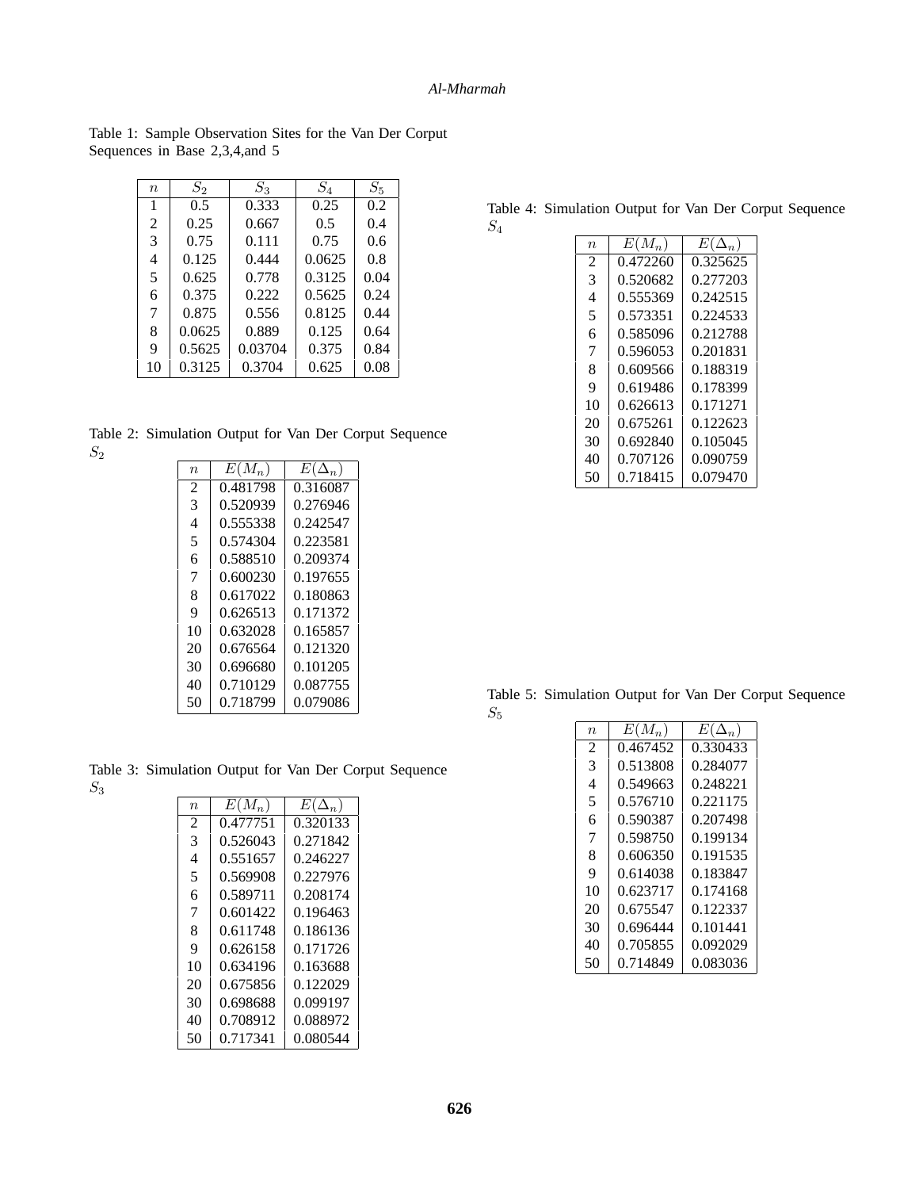Table 1: Sample Observation Sites for the Van Der Corput Sequences in Base 2,3,4,and 5

| $n$ | $S_2$ | $S_3$ | $S_4$ | $S_5$ |
|---|---|---|---|---|
| 1 | 0.5 | 0.333 | 0.25 | 0.2 |
| 2 | 0.25 | 0.667 | 0.5 | 0.4 |
| 3 | 0.75 | 0.111 | 0.75 | 0.6 |
| 4 | 0.125 | 0.444 | 0.0625 | 0.8 |
| 5 | 0.625 | 0.778 | 0.3125 | 0.04 |
| 6 | 0.375 | 0.222 | 0.5625 | 0.24 |
| 7 | 0.875 | 0.556 | 0.8125 | 0.44 |
| 8 | 0.0625 | 0.889 | 0.125 | 0.64 |
| 9 | 0.5625 | 0.03704 | 0.375 | 0.84 |
| 10 | 0.3125 | 0.3704 | 0.625 | 0.08 |

Table 2: Simulation Output for Van Der Corput Sequence $S_2$

| $n$ | $E(M_n)$ | $E(\Delta_n)$ |
|---|---|---|
| 2 | 0.481798 | 0.316087 |
| 3 | 0.520939 | 0.276946 |
| 4 | 0.555338 | 0.242547 |
| 5 | 0.574304 | 0.223581 |
| 6 | 0.588510 | 0.209374 |
| 7 | 0.600230 | 0.197655 |
| 8 | 0.617022 | 0.180863 |
| 9 | 0.626513 | 0.171372 |
| 10 | 0.632028 | 0.165857 |
| 20 | 0.676564 | 0.121320 |
| 30 | 0.696680 | 0.101205 |
| 40 | 0.710129 | 0.087755 |
| 50 | 0.718799 | 0.079086 |

Table 3: Simulation Output for Van Der Corput Sequence $S_3$

| $n$ | $E(M_n)$ | $E(\Delta_n)$ |
|---|---|---|
| 2 | 0.477751 | 0.320133 |
| 3 | 0.526043 | 0.271842 |
| 4 | 0.551657 | 0.246227 |
| 5 | 0.569908 | 0.227976 |
| 6 | 0.589711 | 0.208174 |
| 7 | 0.601422 | 0.196463 |
| 8 | 0.611748 | 0.186136 |
| 9 | 0.626158 | 0.171726 |
| 10 | 0.634196 | 0.163688 |
| 20 | 0.675856 | 0.122029 |
| 30 | 0.698688 | 0.099197 |
| 40 | 0.708912 | 0.088972 |
| 50 | 0.717341 | 0.080544 |

Table 4: Simulation Output for Van Der Corput Sequence $S_4$

| $n$ | $E(M_n)$ | $E(\Delta_n)$ |
|---|---|---|
| 2 | 0.472260 | 0.325625 |
| 3 | 0.520682 | 0.277203 |
| 4 | 0.555369 | 0.242515 |
| 5 | 0.573351 | 0.224533 |
| 6 | 0.585096 | 0.212788 |
| 7 | 0.596053 | 0.201831 |
| 8 | 0.609566 | 0.188319 |
| 9 | 0.619486 | 0.178399 |
| 10 | 0.626613 | 0.171271 |
| 20 | 0.675261 | 0.122623 |
| 30 | 0.692840 | 0.105045 |
| 40 | 0.707126 | 0.090759 |
| 50 | 0.718415 | 0.079470 |

Table 5: Simulation Output for Van Der Corput Sequence $S_5$

| $n$ | $E(M_n)$ | $E(\Delta_n)$ |
|---|---|---|
| 2 | 0.467452 | 0.330433 |
| 3 | 0.513808 | 0.284077 |
| 4 | 0.549663 | 0.248221 |
| 5 | 0.576710 | 0.221175 |
| 6 | 0.590387 | 0.207498 |
| 7 | 0.598750 | 0.199134 |
| 8 | 0.606350 | 0.191535 |
| 9 | 0.614038 | 0.183847 |
| 10 | 0.623717 | 0.174168 |
| 20 | 0.675547 | 0.122337 |
| 30 | 0.696444 | 0.101441 |
| 40 | 0.705855 | 0.092029 |
| 50 | 0.714849 | 0.083036 |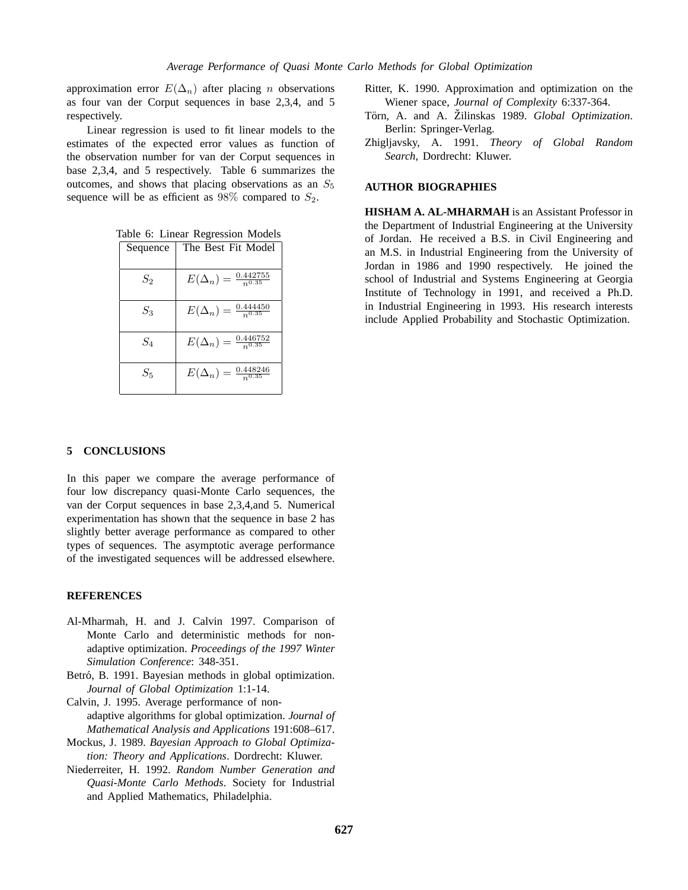approximation error $E(\Delta_n)$ after placing $n$ observations as four van der Corput sequences in base 2,3,4, and 5 respectively.

Linear regression is used to fit linear models to the estimates of the expected error values as function of the observation number for van der Corput sequences in base 2,3,4, and 5 respectively. Table 6 summarizes the outcomes, and shows that placing observations as an $S_5$ sequence will be as efficient as $98\%$ compared to $S_2$.

Table 6: Linear Regression Models

| Sequence | The Best Fit Model |
|---|---|
| $S_2$ | $E(\Delta_n) = \frac{0.442755}{n^{0.35}}$ |
| $S_3$ | $E(\Delta_n) = \frac{0.444450}{n^{0.35}}$ |
| $S_4$ | $E(\Delta_n) = \frac{0.446752}{n^{0.35}}$ |
| $S_5$ | $E(\Delta_n) = \frac{0.448246}{n^{0.35}}$ |

## 5 CONCLUSIONS

In this paper we compare the average performance of four low discrepancy quasi-Monte Carlo sequences, the van der Corput sequences in base 2,3,4,and 5. Numerical experimentation has shown that the sequence in base 2 has slightly better average performance as compared to other types of sequences. The asymptotic average performance of the investigated sequences will be addressed elsewhere.

## REFERENCES

Al-Mharmah, H. and J. Calvin 1997. Comparison of Monte Carlo and deterministic methods for non-adaptive optimization. *Proceedings of the 1997 Winter Simulation Conference*: 348-351.

Betró, B. 1991. Bayesian methods in global optimization. *Journal of Global Optimization* 1:1-14.

Calvin, J. 1995. Average performance of non-adaptive algorithms for global optimization. *Journal of Mathematical Analysis and Applications* 191:608–617.

Mockus, J. 1989. *Bayesian Approach to Global Optimization: Theory and Applications*. Dordrecht: Kluwer.

Niederreiter, H. 1992. *Random Number Generation and Quasi-Monte Carlo Methods*. Society for Industrial and Applied Mathematics, Philadelphia.

Ritter, K. 1990. Approximation and optimization on the Wiener space, *Journal of Complexity* 6:337-364.

Törn, A. and A. Žilinskas 1989. *Global Optimization*. Berlin: Springer-Verlag.

Zhigljavsky, A. 1991. *Theory of Global Random Search*, Dordrecht: Kluwer.

## AUTHOR BIOGRAPHIES

**HISHAM A. AL-MHARMAH** is an Assistant Professor in the Department of Industrial Engineering at the University of Jordan. He received a B.S. in Civil Engineering and an M.S. in Industrial Engineering from the University of Jordan in 1986 and 1990 respectively. He joined the school of Industrial and Systems Engineering at Georgia Institute of Technology in 1991, and received a Ph.D. in Industrial Engineering in 1993. His research interests include Applied Probability and Stochastic Optimization.